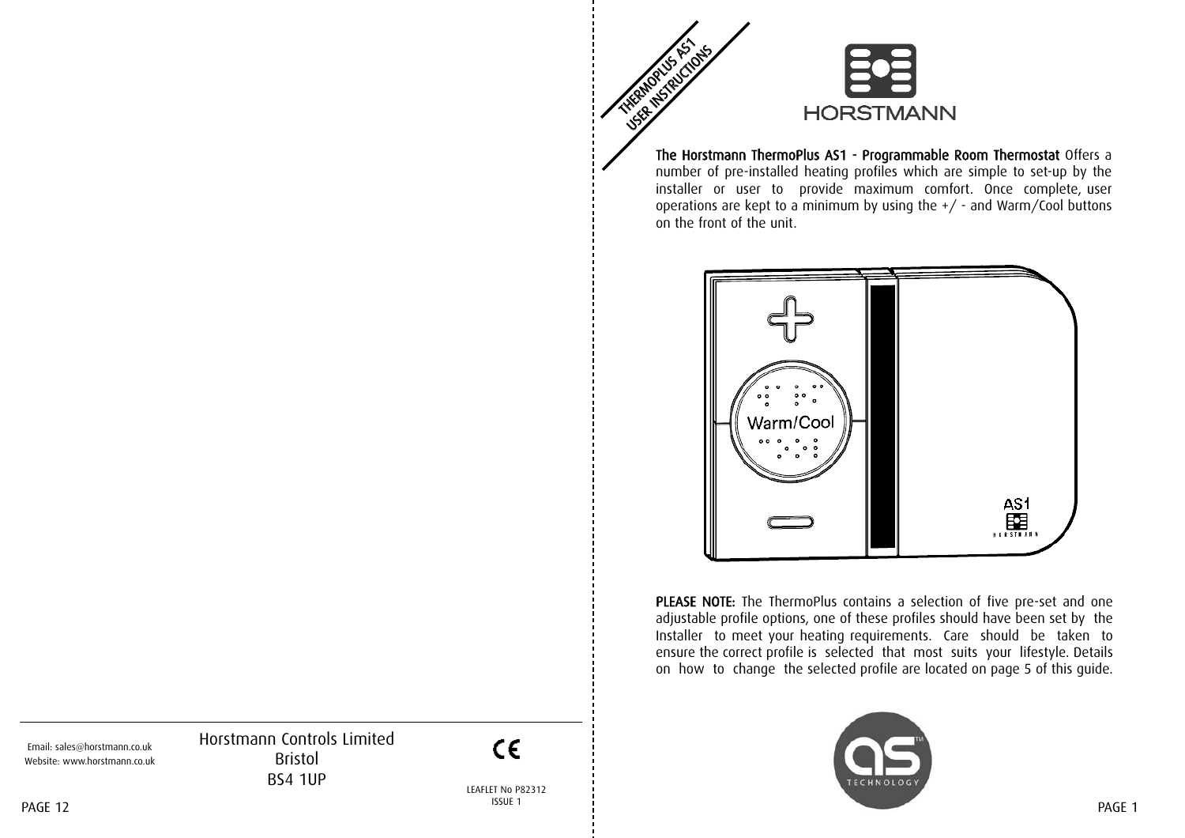# THERMOPLUS AS1 USER INSTRUCTIONS

HORSTMANN

**The Horstmann ThermoPlus AS1 - Programmable Room Thermostat** Offers a number of pre-installed heating profiles which are simple to set-up by the installer or user to provide maximum comfort. Once complete, user operations are kept to a minimum by using the +/ - and Warm/Cool buttons on the front of the unit.

**PLEASE NOTE:** The ThermoPlus contains a selection of five pre-set and one adjustable profile options, one of these profiles should have been set by the Installer to meet your heating requirements. Care should be taken to ensure the correct profile is selected that most suits your lifestyle. Details on how to change the selected profile are located on page 5 of this guide.

Email: sales@horstmann.co.uk
Website: www.horstmann.co.uk

Horstmann Controls Limited
Bristol
BS4 1UP

LEAFLET No P82312
ISSUE 1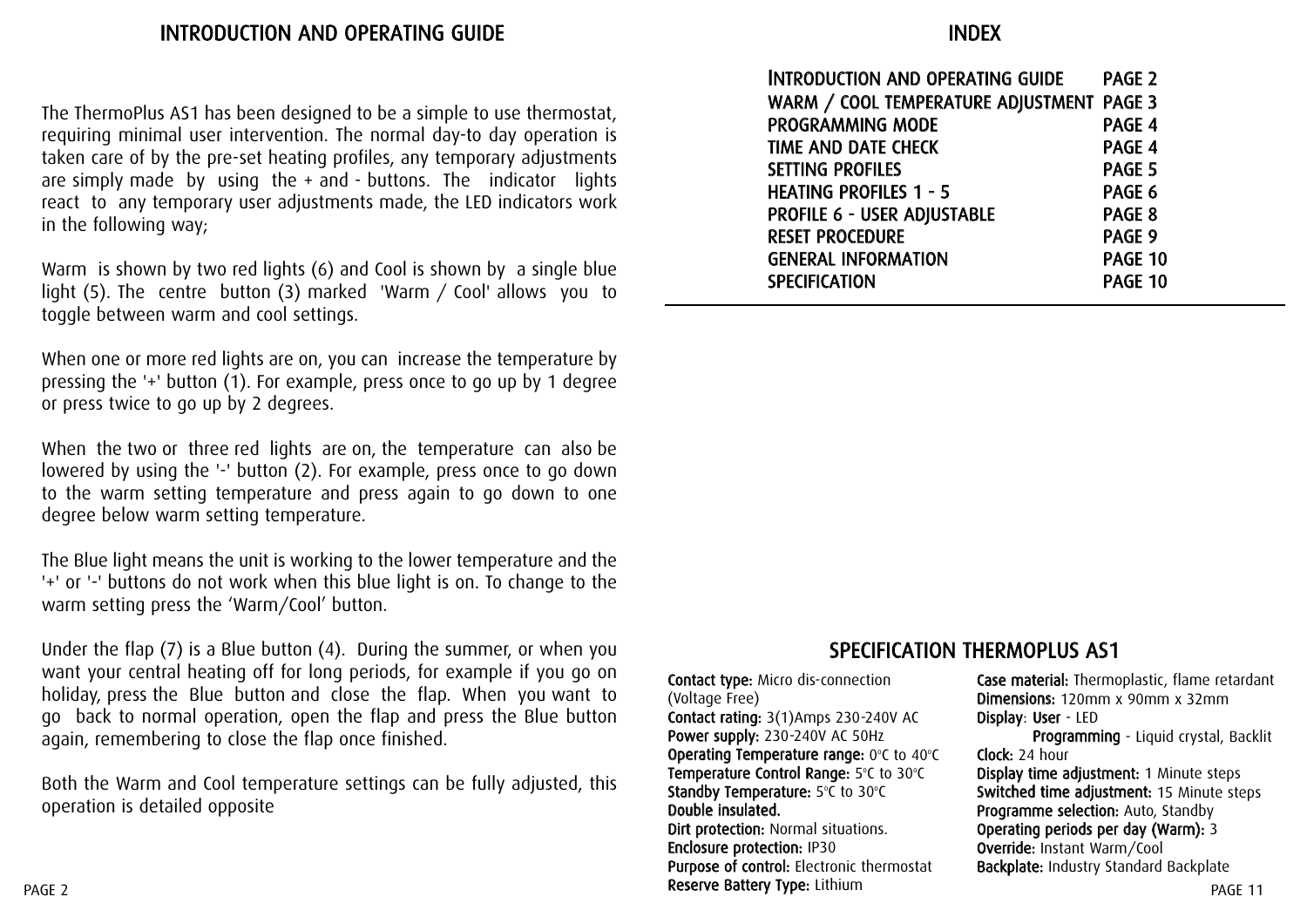# INTRODUCTION AND OPERATING GUIDE

The ThermoPlus AS1 has been designed to be a simple to use thermostat, requiring minimal user intervention. The normal day-to day operation is taken care of by the pre-set heating profiles, any temporary adjustments are simply made by using the + and - buttons. The indicator lights react to any temporary user adjustments made, the LED indicators work in the following way;

Warm is shown by two red lights (6) and Cool is shown by a single blue light (5). The centre button (3) marked 'Warm / Cool' allows you to toggle between warm and cool settings.

When one or more red lights are on, you can increase the temperature by pressing the '+' button (1). For example, press once to go up by 1 degree or press twice to go up by 2 degrees.

When the two or three red lights are on, the temperature can also be lowered by using the '-' button (2). For example, press once to go down to the warm setting temperature and press again to go down to one degree below warm setting temperature.

The Blue light means the unit is working to the lower temperature and the '+' or '-' buttons do not work when this blue light is on. To change to the warm setting press the 'Warm/Cool' button.

Under the flap (7) is a Blue button (4). During the summer, or when you want your central heating off for long periods, for example if you go on holiday, press the Blue button and close the flap. When you want to go back to normal operation, open the flap and press the Blue button again, remembering to close the flap once finished.

Both the Warm and Cool temperature settings can be fully adjusted, this operation is detailed opposite

# INDEX

| | |
|---|---|
| INTRODUCTION AND OPERATING GUIDE | PAGE 2 |
| WARM / COOL TEMPERATURE ADJUSTMENT | PAGE 3 |
| PROGRAMMING MODE | PAGE 4 |
| TIME AND DATE CHECK | PAGE 4 |
| SETTING PROFILES | PAGE 5 |
| HEATING PROFILES 1 - 5 | PAGE 6 |
| PROFILE 6 - USER ADJUSTABLE | PAGE 8 |
| RESET PROCEDURE | PAGE 9 |
| GENERAL INFORMATION | PAGE 10 |
| SPECIFICATION | PAGE 10 |

# SPECIFICATION THERMOPLUS AS1

**Contact type:** Micro dis-connection (Voltage Free)
**Contact rating:** 3(1)Amps 230-240V AC
**Power supply:** 230-240V AC 50Hz
**Operating Temperature range:** 0°C to 40°C
**Temperature Control Range:** 5°C to 30°C
**Standby Temperature:** 5°C to 30°C
**Double insulated.**
**Dirt protection:** Normal situations.
**Enclosure protection:** IP30
**Purpose of control:** Electronic thermostat
**Reserve Battery Type:** Lithium
**Case material:** Thermoplastic, flame retardant
**Dimensions:** 120mm x 90mm x 32mm
**Display**: **User** - LED
**Programming** - Liquid crystal, Backlit
**Clock:** 24 hour
**Display time adjustment:** 1 Minute steps
**Switched time adjustment:** 15 Minute steps
**Programme selection:** Auto, Standby
**Operating periods per day (Warm):** 3
**Override:** Instant Warm/Cool
**Backplate:** Industry Standard Backplate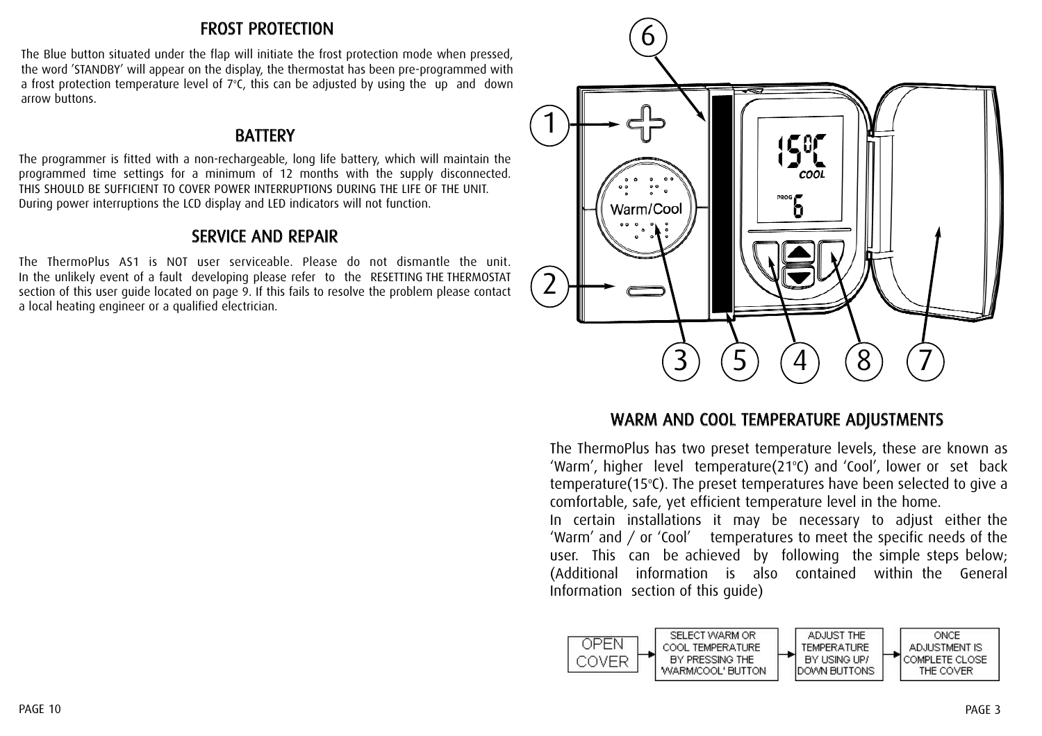## FROST PROTECTION

The Blue button situated under the flap will initiate the frost protection mode when pressed, the word 'STANDBY' will appear on the display, the thermostat has been pre-programmed with a frost protection temperature level of 7°C, this can be adjusted by using the up and down arrow buttons.

## BATTERY

The programmer is fitted with a non-rechargeable, long life battery, which will maintain the programmed time settings for a minimum of 12 months with the supply disconnected. THIS SHOULD BE SUFFICIENT TO COVER POWER INTERRUPTIONS DURING THE LIFE OF THE UNIT. During power interruptions the LCD display and LED indicators will not function.

## SERVICE AND REPAIR

The ThermoPlus AS1 is NOT user serviceable. Please do not dismantle the unit. In the unlikely event of a fault developing please refer to the RESETTING THE THERMOSTAT section of this user guide located on page 9. If this fails to resolve the problem please contact a local heating engineer or a qualified electrician.

## WARM AND COOL TEMPERATURE ADJUSTMENTS

The ThermoPlus has two preset temperature levels, these are known as 'Warm', higher level temperature(21°C) and 'Cool', lower or set back temperature(15°C). The preset temperatures have been selected to give a comfortable, safe, yet efficient temperature level in the home.

In certain installations it may be necessary to adjust either the 'Warm' and / or 'Cool' temperatures to meet the specific needs of the user. This can be achieved by following the simple steps below; (Additional information is also contained within the General Information section of this guide)

OPEN COVER → SELECT WARM OR COOL TEMPERATURE BY PRESSING THE 'WARM/COOL' BUTTON → ADJUST THE TEMPERATURE BY USING UP/ DOWN BUTTONS → ONCE ADJUSTMENT IS COMPLETE CLOSE THE COVER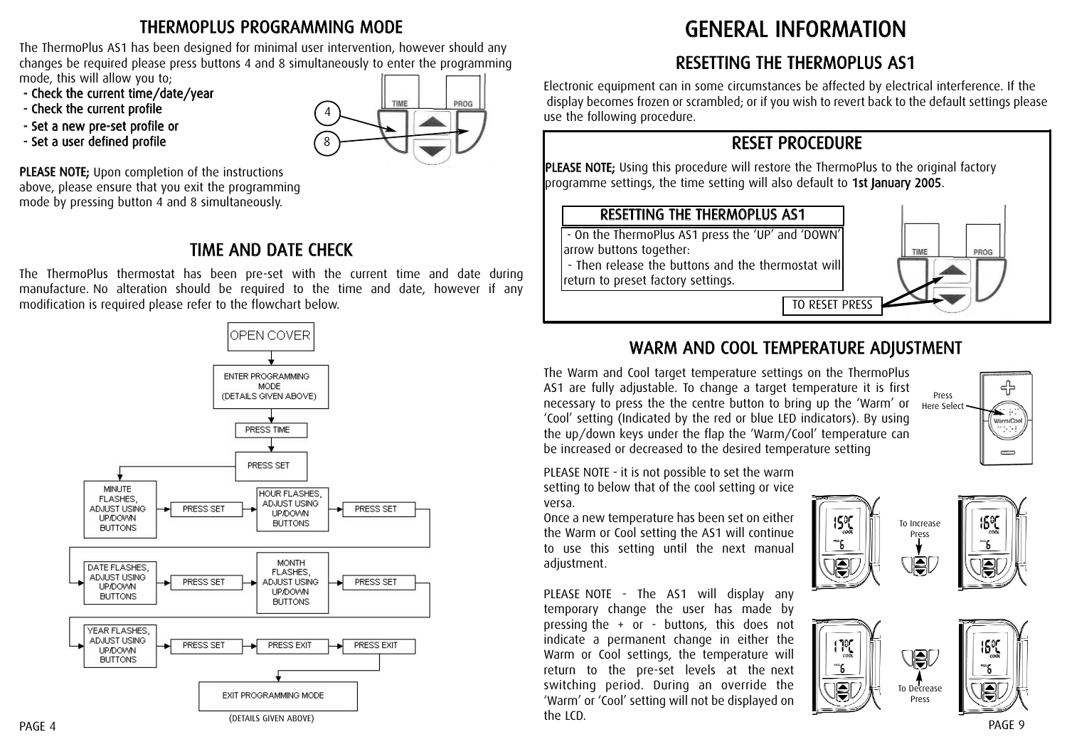# THERMOPLUS PROGRAMMING MODE

The ThermoPlus AS1 has been designed for minimal user intervention, however should any changes be required please press buttons 4 and 8 simultaneously to enter the programming mode, this will allow you to;

- Check the current time/date/year
- Check the current profile
- Set a new pre-set profile or
- Set a user defined profile

**PLEASE NOTE;** Upon completion of the instructions above, please ensure that you exit the programming mode by pressing button 4 and 8 simultaneously.

## TIME AND DATE CHECK

The ThermoPlus thermostat has been pre-set with the current time and date during manufacture. No alteration should be required to the time and date, however if any modification is required please refer to the flowchart below.

1. OPEN COVER
2. ENTER PROGRAMMING MODE (DETAILS GIVEN ABOVE)
3. PRESS TIME
4. PRESS SET
5. HOUR FLASHES, ADJUST USING UP/DOWN BUTTONS → PRESS SET
6. MINUTE FLASHES, ADJUST USING UP/DOWN BUTTONS → PRESS SET
7. MONTH FLASHES, ADJUST USING UP/DOWN BUTTONS → PRESS SET
8. DATE FLASHES, ADJUST USING UP/DOWN BUTTONS → PRESS SET
9. YEAR FLASHES, ADJUST USING UP/DOWN BUTTONS → PRESS SET → PRESS EXIT → PRESS EXIT
10. EXIT PROGRAMMING MODE (DETAILS GIVEN ABOVE)

# GENERAL INFORMATION

## RESETTING THE THERMOPLUS AS1

Electronic equipment can in some circumstances be affected by electrical interference. If the display becomes frozen or scrambled; or if you wish to revert back to the default settings please use the following procedure.

### RESET PROCEDURE

**PLEASE NOTE;** Using this procedure will restore the ThermoPlus to the original factory programme settings, the time setting will also default to **1st January 2005**.

**RESETTING THE THERMOPLUS AS1**

- On the ThermoPlus AS1 press the 'UP' and 'DOWN' arrow buttons together:
- Then release the buttons and the thermostat will return to preset factory settings.

TO RESET PRESS

## WARM AND COOL TEMPERATURE ADJUSTMENT

The Warm and Cool target temperature settings on the ThermoPlus AS1 are fully adjustable. To change a target temperature it is first necessary to press the the centre button to bring up the 'Warm' or 'Cool' setting (Indicated by the red or blue LED indicators). By using the up/down keys under the flap the 'Warm/Cool' temperature can be increased or decreased to the desired temperature setting

Press Here Select

PLEASE NOTE - it is not possible to set the warm setting to below that of the cool setting or vice versa.

Once a new temperature has been set on either the Warm or Cool setting the AS1 will continue to use this setting until the next manual adjustment.

To Increase Press

PLEASE NOTE - The AS1 will display any temporary change the user has made by pressing the + or - buttons, this does not indicate a permanent change in either the Warm or Cool settings, the temperature will return to the pre-set levels at the next switching period. During an override the 'Warm' or 'Cool' setting will not be displayed on the LCD.

To Decrease Press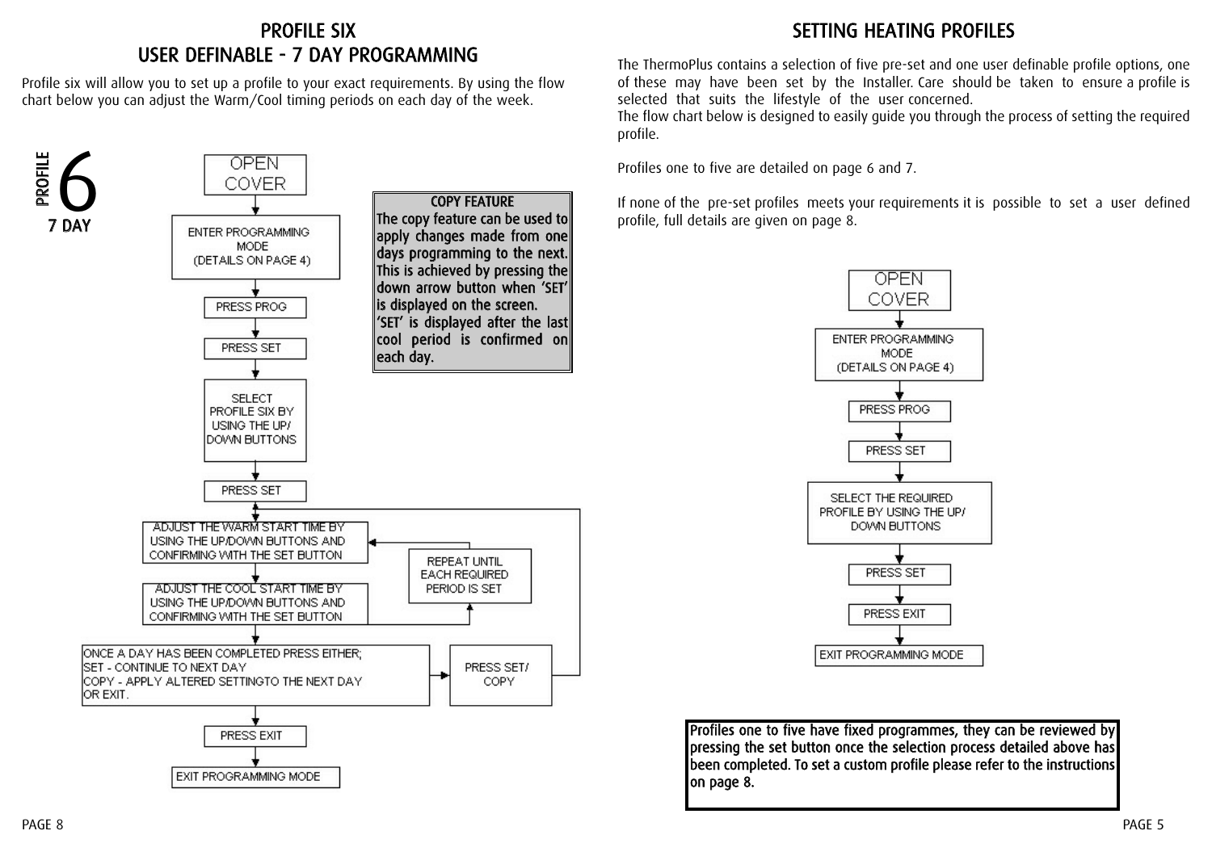## PROFILE SIX
## USER DEFINABLE - 7 DAY PROGRAMMING

Profile six will allow you to set up a profile to your exact requirements. By using the flow chart below you can adjust the Warm/Cool timing periods on each day of the week.

PROFILE 6
7 DAY

OPEN COVER

ENTER PROGRAMMING MODE (DETAILS ON PAGE 4)

PRESS PROG

PRESS SET

SELECT PROFILE SIX BY USING THE UP/ DOWN BUTTONS

PRESS SET

ADJUST THE WARM START TIME BY USING THE UP/DOWN BUTTONS AND CONFIRMING WITH THE SET BUTTON

ADJUST THE COOL START TIME BY USING THE UP/DOWN BUTTONS AND CONFIRMING WITH THE SET BUTTON

REPEAT UNTIL EACH REQUIRED PERIOD IS SET

ONCE A DAY HAS BEEN COMPLETED PRESS EITHER;
SET - CONTINUE TO NEXT DAY
COPY - APPLY ALTERED SETTINGTO THE NEXT DAY
OR EXIT.

PRESS SET/ COPY

PRESS EXIT

EXIT PROGRAMMING MODE

**COPY FEATURE**

**The copy feature can be used to apply changes made from one days programming to the next. This is achieved by pressing the down arrow button when 'SET' is displayed on the screen. 'SET' is displayed after the last cool period is confirmed on each day.**

## SETTING HEATING PROFILES

The ThermoPlus contains a selection of five pre-set and one user definable profile options, one of these may have been set by the Installer. Care should be taken to ensure a profile is selected that suits the lifestyle of the user concerned.
The flow chart below is designed to easily guide you through the process of setting the required profile.

Profiles one to five are detailed on page 6 and 7.

If none of the pre-set profiles meets your requirements it is possible to set a user defined profile, full details are given on page 8.

OPEN COVER

ENTER PROGRAMMING MODE (DETAILS ON PAGE 4)

PRESS PROG

PRESS SET

SELECT THE REQUIRED PROFILE BY USING THE UP/ DOWN BUTTONS

PRESS SET

PRESS EXIT

EXIT PROGRAMMING MODE

**Profiles one to five have fixed programmes, they can be reviewed by pressing the set button once the selection process detailed above has been completed. To set a custom profile please refer to the instructions on page 8.**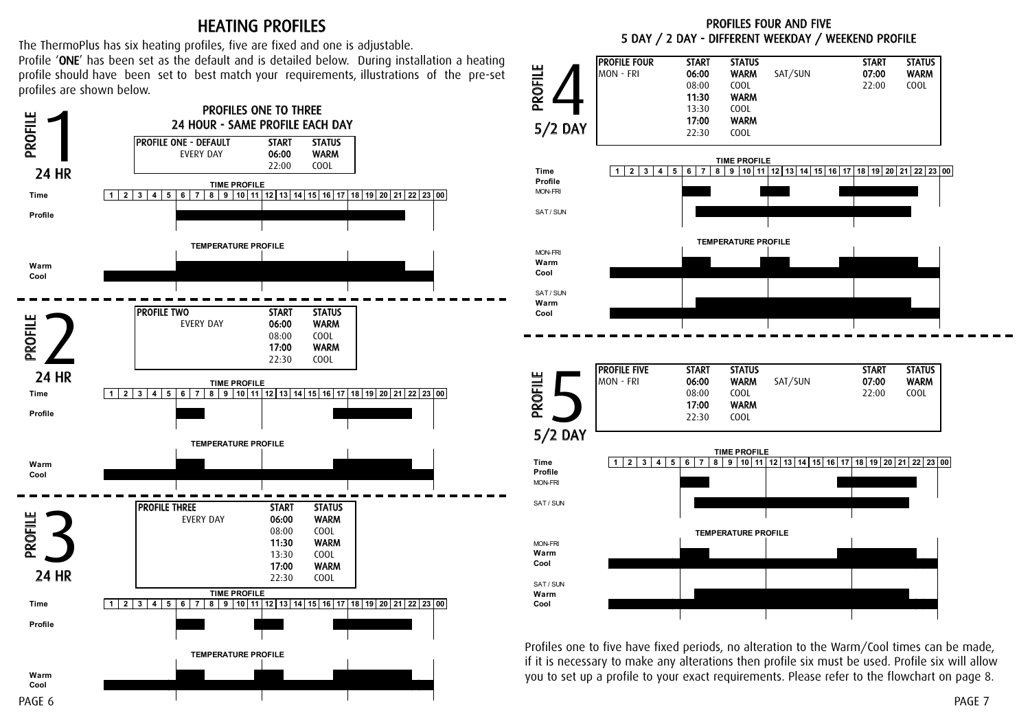# HEATING PROFILES

The ThermoPlus has six heating profiles, five are fixed and one is adjustable.

Profile '**ONE**' has been set as the default and is detailed below. During installation a heating profile should have been set to best match your requirements, illustrations of the pre-set profiles are shown below.

## PROFILES ONE TO THREE
## 24 HOUR - SAME PROFILE EACH DAY

PROFILE 1
24 HR

| PROFILE ONE - DEFAULT | START | STATUS |
|---|---|---|
| EVERY DAY | **06:00** | **WARM** |
| | 22:00 | COOL |

TIME PROFILE
Time 1 2 3 4 5 6 7 8 9 10 11 12 13 14 15 16 17 18 19 20 21 22 23 00
Profile

TEMPERATURE PROFILE
Warm
Cool

PROFILE 2
24 HR

| PROFILE TWO | START | STATUS |
|---|---|---|
| EVERY DAY | **06:00** | **WARM** |
| | 08:00 | COOL |
| | **17:00** | **WARM** |
| | 22:30 | COOL |

TIME PROFILE
Time 1 2 3 4 5 6 7 8 9 10 11 12 13 14 15 16 17 18 19 20 21 22 23 00
Profile

TEMPERATURE PROFILE
Warm
Cool

PROFILE 3
24 HR

| PROFILE THREE | START | STATUS |
|---|---|---|
| EVERY DAY | **06:00** | **WARM** |
| | 08:00 | COOL |
| | **11:30** | **WARM** |
| | 13:30 | COOL |
| | **17:00** | **WARM** |
| | 22:30 | COOL |

TIME PROFILE
Time 1 2 3 4 5 6 7 8 9 10 11 12 13 14 15 16 17 18 19 20 21 22 23 00
Profile

TEMPERATURE PROFILE
Warm
Cool

## PROFILES FOUR AND FIVE
## 5 DAY / 2 DAY - DIFFERENT WEEKDAY / WEEKEND PROFILE

PROFILE 4
5/2 DAY

| PROFILE FOUR | START | STATUS | | START | STATUS |
|---|---|---|---|---|---|
| MON - FRI | **06:00** | **WARM** | SAT/SUN | **07:00** | **WARM** |
| | 08:00 | COOL | | 22:00 | COOL |
| | **11:30** | **WARM** | | | |
| | 13:30 | COOL | | | |
| | **17:00** | **WARM** | | | |
| | 22:30 | COOL | | | |

TIME PROFILE
Time 1 2 3 4 5 6 7 8 9 10 11 12 13 14 15 16 17 18 19 20 21 22 23 00
Profile
MON-FRI
SAT / SUN

TEMPERATURE PROFILE
MON-FRI
Warm
Cool
SAT / SUN
Warm
Cool

PROFILE 5
5/2 DAY

| PROFILE FIVE | START | STATUS | | START | STATUS |
|---|---|---|---|---|---|
| MON - FRI | **06:00** | **WARM** | SAT/SUN | **07:00** | **WARM** |
| | 08:00 | COOL | | 22:00 | COOL |
| | **17:00** | **WARM** | | | |
| | 22:30 | COOL | | | |

TIME PROFILE
Time 1 2 3 4 5 6 7 8 9 10 11 12 13 14 15 16 17 18 19 20 21 22 23 00
Profile
MON-FRI
SAT / SUN

TEMPERATURE PROFILE
MON-FRI
Warm
Cool
SAT / SUN
Warm
Cool

Profiles one to five have fixed periods, no alteration to the Warm/Cool times can be made, if it is necessary to make any alterations then profile six must be used. Profile six will allow you to set up a profile to your exact requirements. Please refer to the flowchart on page 8.